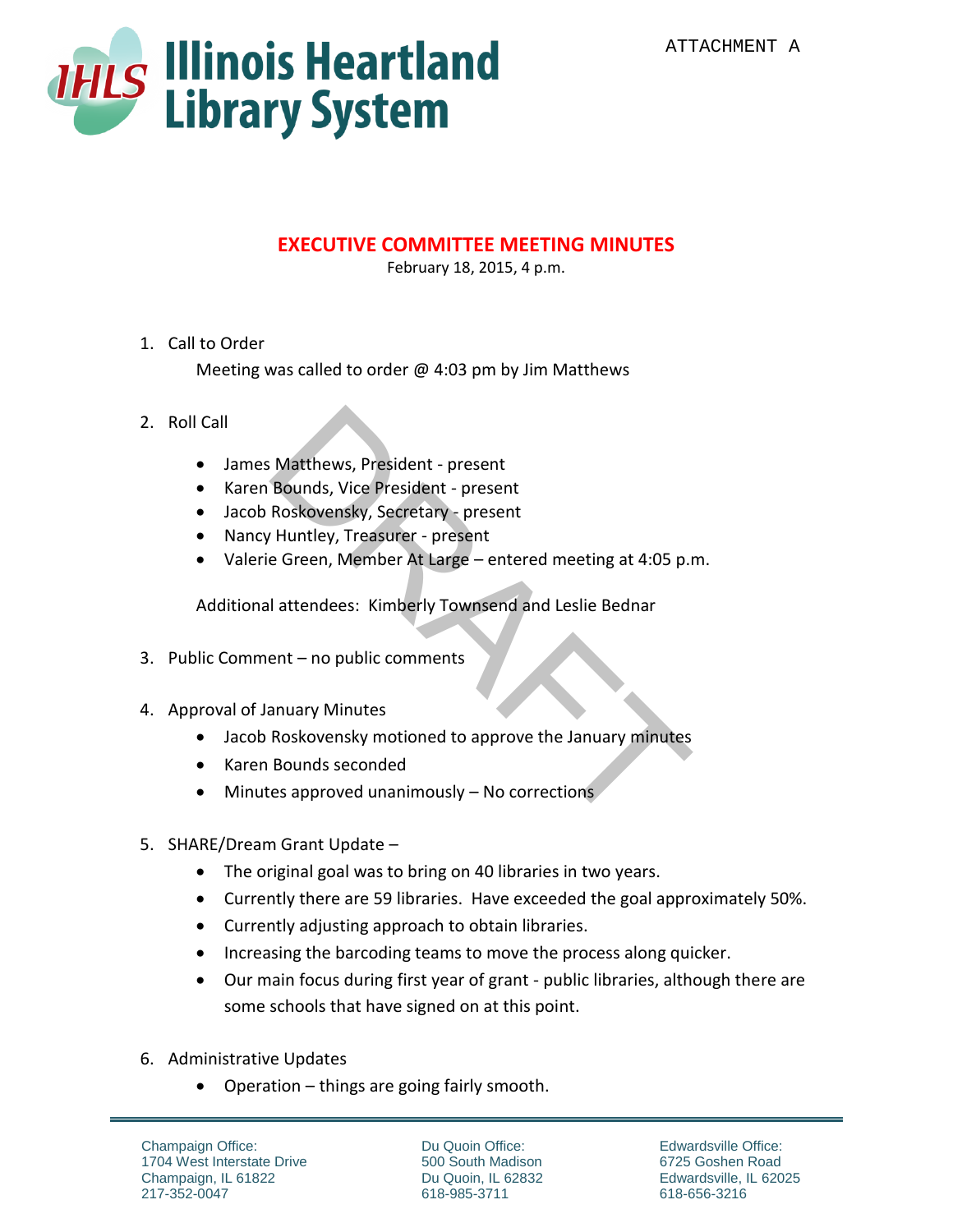ATTACHMENT A

Illinois Heartland Library System

# EXECUTIVE COMMITTEE MEETING MINUTES

February 18, 2015, 4 p.m.

1. Call to Order

   Meeting was called to order @ 4:03 pm by Jim Matthews

2. Roll Call

   - James Matthews, President - present
   - Karen Bounds, Vice President - present
   - Jacob Roskovensky, Secretary - present
   - Nancy Huntley, Treasurer - present
   - Valerie Green, Member At Large – entered meeting at 4:05 p.m.

   Additional attendees: Kimberly Townsend and Leslie Bednar

3. Public Comment – no public comments

4. Approval of January Minutes
   - Jacob Roskovensky motioned to approve the January minutes
   - Karen Bounds seconded
   - Minutes approved unanimously – No corrections

5. SHARE/Dream Grant Update –
   - The original goal was to bring on 40 libraries in two years.
   - Currently there are 59 libraries. Have exceeded the goal approximately 50%.
   - Currently adjusting approach to obtain libraries.
   - Increasing the barcoding teams to move the process along quicker.
   - Our main focus during first year of grant - public libraries, although there are some schools that have signed on at this point.

6. Administrative Updates
   - Operation – things are going fairly smooth.

Champaign Office:
1704 West Interstate Drive
Champaign, IL 61822
217-352-0047

Du Quoin Office:
500 South Madison
Du Quoin, IL 62832
618-985-3711

Edwardsville Office:
6725 Goshen Road
Edwardsville, IL 62025
618-656-3216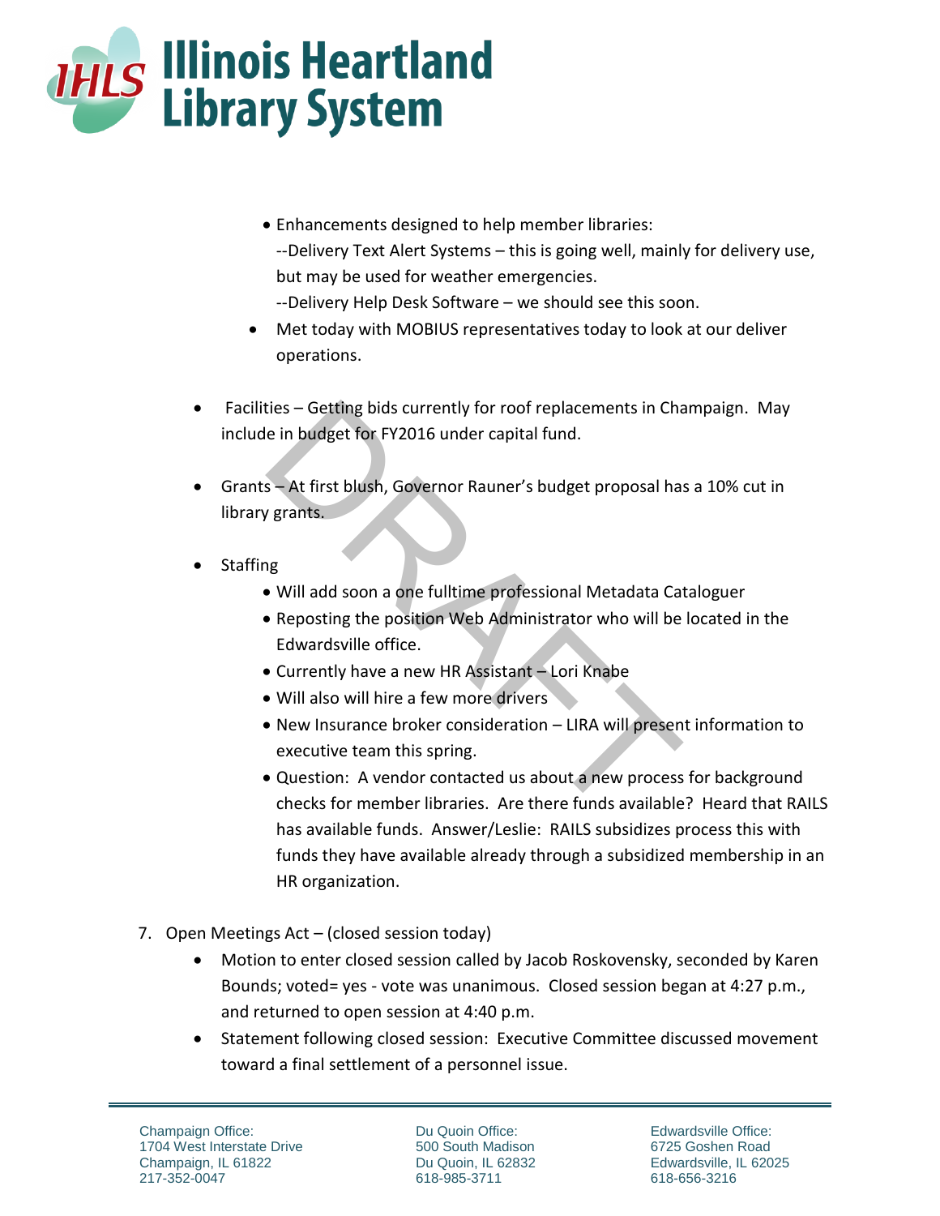- Enhancements designed to help member libraries:
  --Delivery Text Alert Systems – this is going well, mainly for delivery use, but may be used for weather emergencies.
  --Delivery Help Desk Software – we should see this soon.
- Met today with MOBIUS representatives today to look at our deliver operations.

- Facilities – Getting bids currently for roof replacements in Champaign. May include in budget for FY2016 under capital fund.

- Grants – At first blush, Governor Rauner's budget proposal has a 10% cut in library grants.

- Staffing
  - Will add soon a one fulltime professional Metadata Cataloguer
  - Reposting the position Web Administrator who will be located in the Edwardsville office.
  - Currently have a new HR Assistant – Lori Knabe
  - Will also will hire a few more drivers
  - New Insurance broker consideration – LIRA will present information to executive team this spring.
  - Question: A vendor contacted us about a new process for background checks for member libraries. Are there funds available? Heard that RAILS has available funds. Answer/Leslie: RAILS subsidizes process this with funds they have available already through a subsidized membership in an HR organization.

7. Open Meetings Act – (closed session today)
   - Motion to enter closed session called by Jacob Roskovensky, seconded by Karen Bounds; voted= yes - vote was unanimous. Closed session began at 4:27 p.m., and returned to open session at 4:40 p.m.
   - Statement following closed session: Executive Committee discussed movement toward a final settlement of a personnel issue.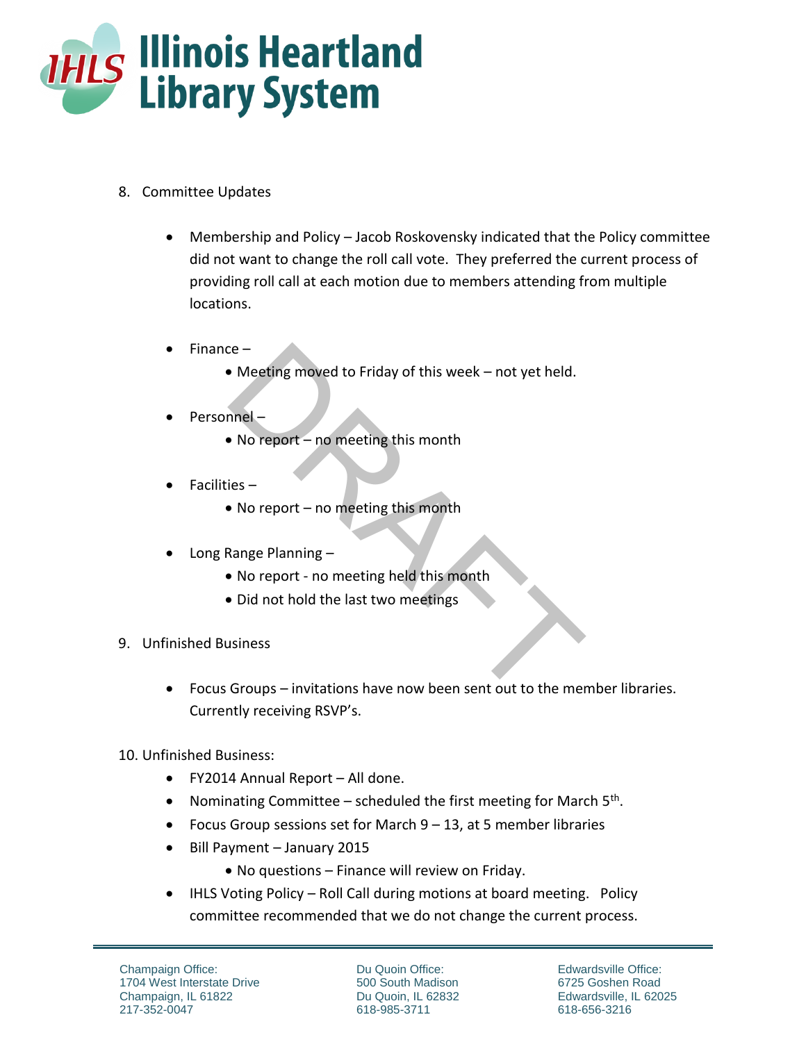8. Committee Updates

    - Membership and Policy – Jacob Roskovensky indicated that the Policy committee did not want to change the roll call vote. They preferred the current process of providing roll call at each motion due to members attending from multiple locations.

    - Finance –
        - Meeting moved to Friday of this week – not yet held.

    - Personnel –
        - No report – no meeting this month

    - Facilities –
        - No report – no meeting this month

    - Long Range Planning –
        - No report - no meeting held this month
        - Did not hold the last two meetings

9. Unfinished Business

    - Focus Groups – invitations have now been sent out to the member libraries. Currently receiving RSVP's.

10. Unfinished Business:
    - FY2014 Annual Report – All done.
    - Nominating Committee – scheduled the first meeting for March 5th.
    - Focus Group sessions set for March 9 – 13, at 5 member libraries
    - Bill Payment – January 2015
        - No questions – Finance will review on Friday.
    - IHLS Voting Policy – Roll Call during motions at board meeting. Policy committee recommended that we do not change the current process.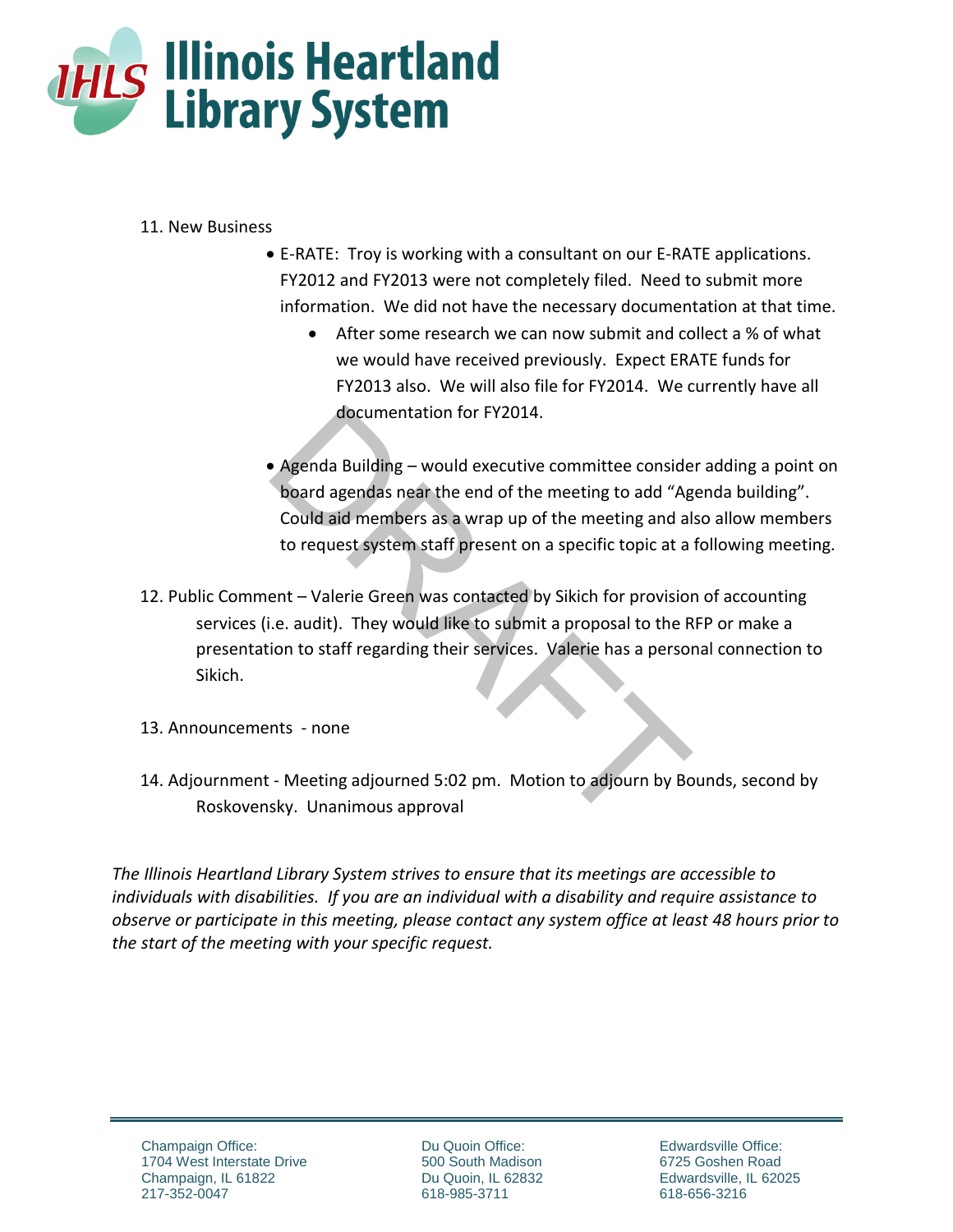11. New Business
    - E-RATE: Troy is working with a consultant on our E-RATE applications. FY2012 and FY2013 were not completely filed. Need to submit more information. We did not have the necessary documentation at that time.
        - After some research we can now submit and collect a % of what we would have received previously. Expect ERATE funds for FY2013 also. We will also file for FY2014. We currently have all documentation for FY2014.
    - Agenda Building – would executive committee consider adding a point on board agendas near the end of the meeting to add "Agenda building". Could aid members as a wrap up of the meeting and also allow members to request system staff present on a specific topic at a following meeting.

12. Public Comment – Valerie Green was contacted by Sikich for provision of accounting services (i.e. audit). They would like to submit a proposal to the RFP or make a presentation to staff regarding their services. Valerie has a personal connection to Sikich.

13. Announcements - none

14. Adjournment - Meeting adjourned 5:02 pm. Motion to adjourn by Bounds, second by Roskovensky. Unanimous approval

*The Illinois Heartland Library System strives to ensure that its meetings are accessible to individuals with disabilities. If you are an individual with a disability and require assistance to observe or participate in this meeting, please contact any system office at least 48 hours prior to the start of the meeting with your specific request.*